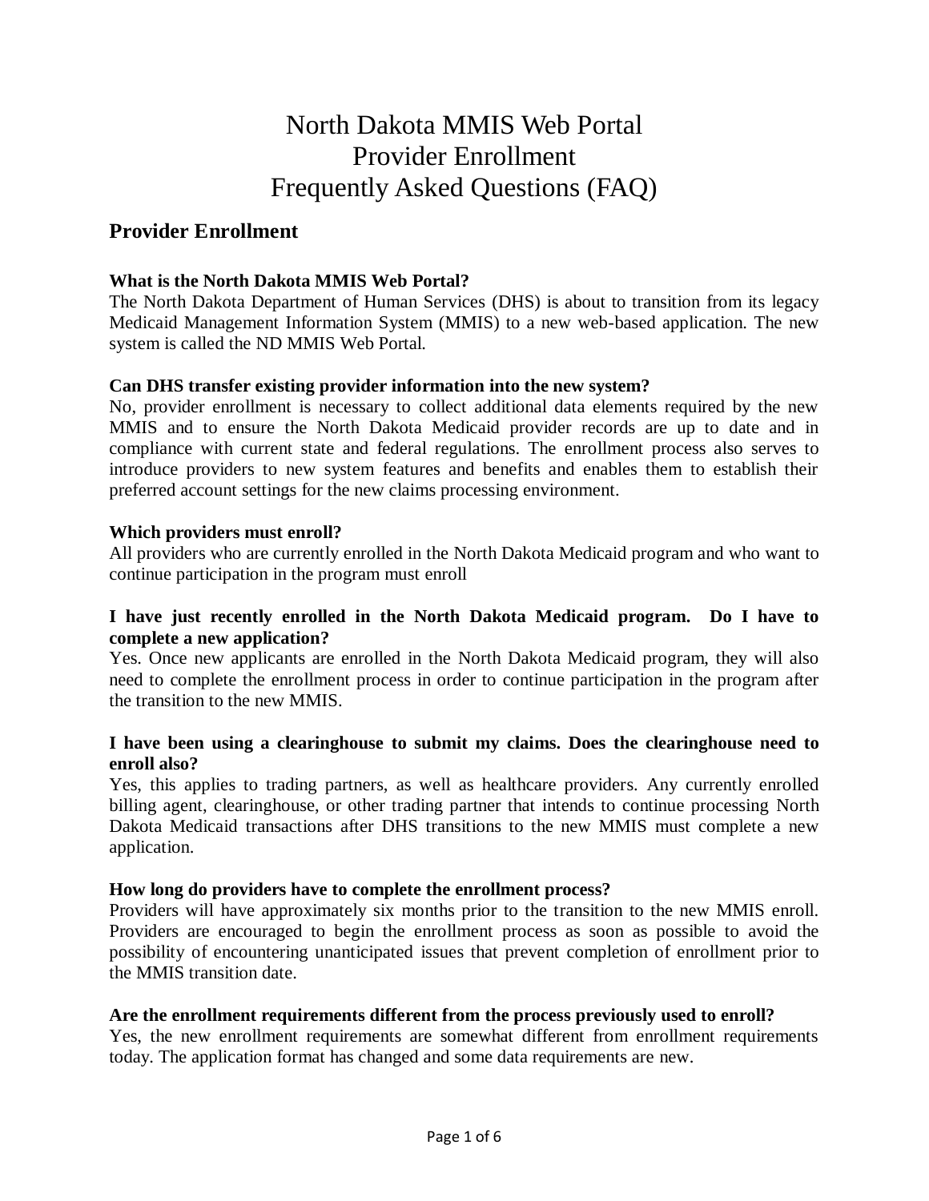# North Dakota MMIS Web Portal
# Provider Enrollment
# Frequently Asked Questions (FAQ)

## Provider Enrollment

**What is the North Dakota MMIS Web Portal?**

The North Dakota Department of Human Services (DHS) is about to transition from its legacy Medicaid Management Information System (MMIS) to a new web-based application. The new system is called the ND MMIS Web Portal.

**Can DHS transfer existing provider information into the new system?**

No, provider enrollment is necessary to collect additional data elements required by the new MMIS and to ensure the North Dakota Medicaid provider records are up to date and in compliance with current state and federal regulations. The enrollment process also serves to introduce providers to new system features and benefits and enables them to establish their preferred account settings for the new claims processing environment.

**Which providers must enroll?**

All providers who are currently enrolled in the North Dakota Medicaid program and who want to continue participation in the program must enroll

**I have just recently enrolled in the North Dakota Medicaid program. Do I have to complete a new application?**

Yes. Once new applicants are enrolled in the North Dakota Medicaid program, they will also need to complete the enrollment process in order to continue participation in the program after the transition to the new MMIS.

**I have been using a clearinghouse to submit my claims. Does the clearinghouse need to enroll also?**

Yes, this applies to trading partners, as well as healthcare providers. Any currently enrolled billing agent, clearinghouse, or other trading partner that intends to continue processing North Dakota Medicaid transactions after DHS transitions to the new MMIS must complete a new application.

**How long do providers have to complete the enrollment process?**

Providers will have approximately six months prior to the transition to the new MMIS enroll. Providers are encouraged to begin the enrollment process as soon as possible to avoid the possibility of encountering unanticipated issues that prevent completion of enrollment prior to the MMIS transition date.

**Are the enrollment requirements different from the process previously used to enroll?**

Yes, the new enrollment requirements are somewhat different from enrollment requirements today. The application format has changed and some data requirements are new.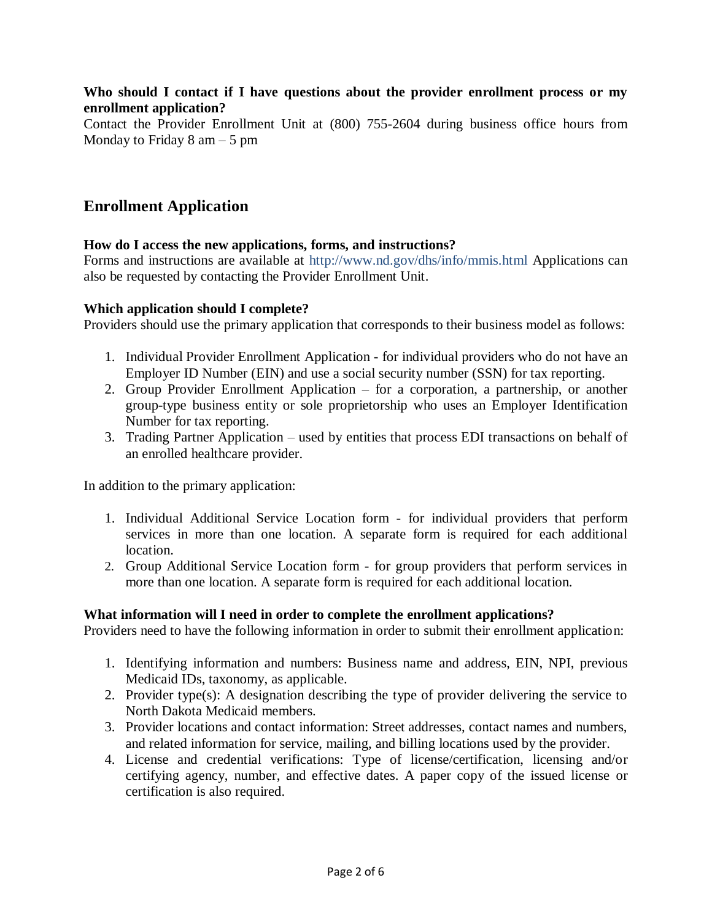**Who should I contact if I have questions about the provider enrollment process or my enrollment application?**
Contact the Provider Enrollment Unit at (800) 755-2604 during business office hours from Monday to Friday 8 am – 5 pm

## Enrollment Application

**How do I access the new applications, forms, and instructions?**
Forms and instructions are available at http://www.nd.gov/dhs/info/mmis.html Applications can also be requested by contacting the Provider Enrollment Unit.

**Which application should I complete?**
Providers should use the primary application that corresponds to their business model as follows:

1. Individual Provider Enrollment Application - for individual providers who do not have an Employer ID Number (EIN) and use a social security number (SSN) for tax reporting.
2. Group Provider Enrollment Application – for a corporation, a partnership, or another group-type business entity or sole proprietorship who uses an Employer Identification Number for tax reporting.
3. Trading Partner Application – used by entities that process EDI transactions on behalf of an enrolled healthcare provider.

In addition to the primary application:

1. Individual Additional Service Location form - for individual providers that perform services in more than one location. A separate form is required for each additional location.
2. Group Additional Service Location form - for group providers that perform services in more than one location. A separate form is required for each additional location.

**What information will I need in order to complete the enrollment applications?**
Providers need to have the following information in order to submit their enrollment application:

1. Identifying information and numbers: Business name and address, EIN, NPI, previous Medicaid IDs, taxonomy, as applicable.
2. Provider type(s): A designation describing the type of provider delivering the service to North Dakota Medicaid members.
3. Provider locations and contact information: Street addresses, contact names and numbers, and related information for service, mailing, and billing locations used by the provider.
4. License and credential verifications: Type of license/certification, licensing and/or certifying agency, number, and effective dates. A paper copy of the issued license or certification is also required.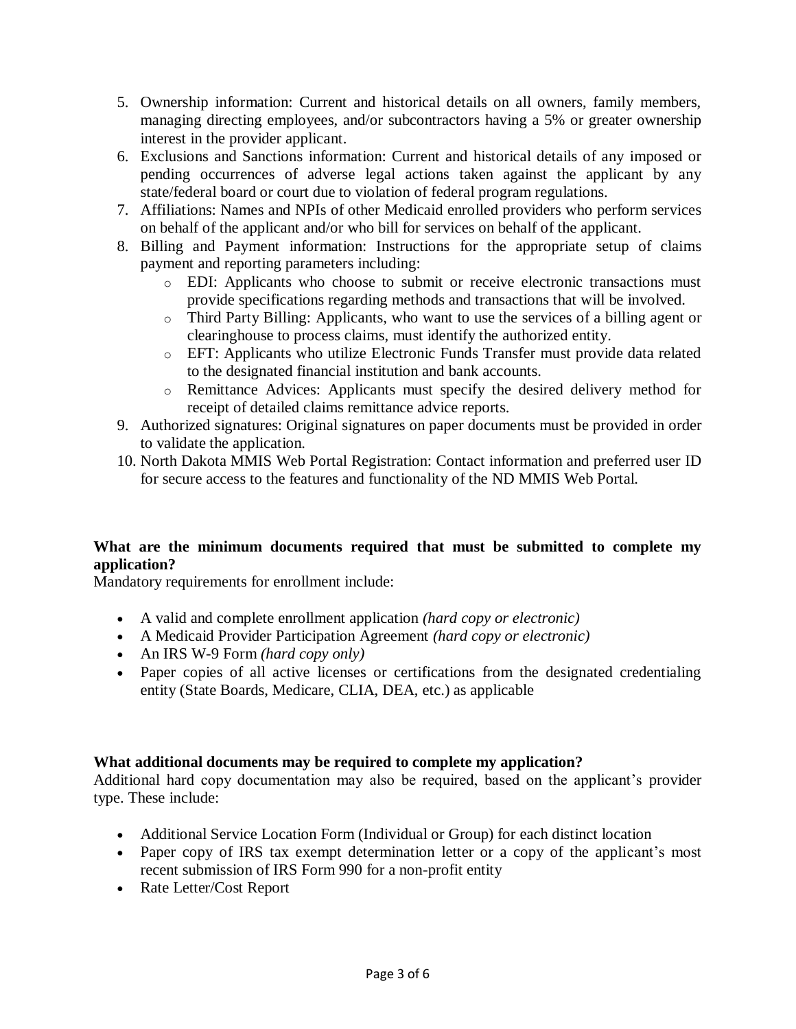5. Ownership information: Current and historical details on all owners, family members, managing directing employees, and/or subcontractors having a 5% or greater ownership interest in the provider applicant.
6. Exclusions and Sanctions information: Current and historical details of any imposed or pending occurrences of adverse legal actions taken against the applicant by any state/federal board or court due to violation of federal program regulations.
7. Affiliations: Names and NPIs of other Medicaid enrolled providers who perform services on behalf of the applicant and/or who bill for services on behalf of the applicant.
8. Billing and Payment information: Instructions for the appropriate setup of claims payment and reporting parameters including:
   - EDI: Applicants who choose to submit or receive electronic transactions must provide specifications regarding methods and transactions that will be involved.
   - Third Party Billing: Applicants, who want to use the services of a billing agent or clearinghouse to process claims, must identify the authorized entity.
   - EFT: Applicants who utilize Electronic Funds Transfer must provide data related to the designated financial institution and bank accounts.
   - Remittance Advices: Applicants must specify the desired delivery method for receipt of detailed claims remittance advice reports.
9. Authorized signatures: Original signatures on paper documents must be provided in order to validate the application.
10. North Dakota MMIS Web Portal Registration: Contact information and preferred user ID for secure access to the features and functionality of the ND MMIS Web Portal.

**What are the minimum documents required that must be submitted to complete my application?**

Mandatory requirements for enrollment include:

- A valid and complete enrollment application *(hard copy or electronic)*
- A Medicaid Provider Participation Agreement *(hard copy or electronic)*
- An IRS W-9 Form *(hard copy only)*
- Paper copies of all active licenses or certifications from the designated credentialing entity (State Boards, Medicare, CLIA, DEA, etc.) as applicable

**What additional documents may be required to complete my application?**

Additional hard copy documentation may also be required, based on the applicant's provider type. These include:

- Additional Service Location Form (Individual or Group) for each distinct location
- Paper copy of IRS tax exempt determination letter or a copy of the applicant's most recent submission of IRS Form 990 for a non-profit entity
- Rate Letter/Cost Report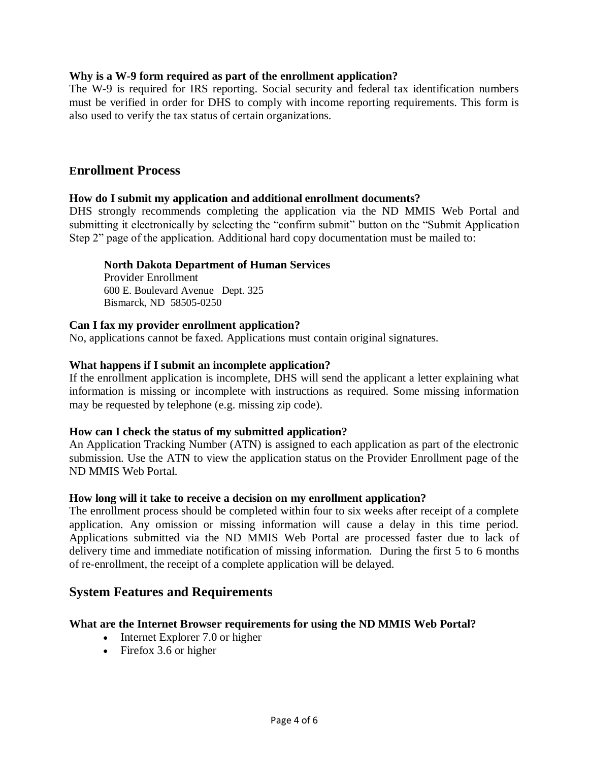**Why is a W-9 form required as part of the enrollment application?**

The W-9 is required for IRS reporting. Social security and federal tax identification numbers must be verified in order for DHS to comply with income reporting requirements. This form is also used to verify the tax status of certain organizations.

## Enrollment Process

**How do I submit my application and additional enrollment documents?**

DHS strongly recommends completing the application via the ND MMIS Web Portal and submitting it electronically by selecting the "confirm submit" button on the "Submit Application Step 2" page of the application. Additional hard copy documentation must be mailed to:

> **North Dakota Department of Human Services**
> Provider Enrollment
> 600 E. Boulevard Avenue Dept. 325
> Bismarck, ND 58505-0250

**Can I fax my provider enrollment application?**

No, applications cannot be faxed. Applications must contain original signatures.

**What happens if I submit an incomplete application?**

If the enrollment application is incomplete, DHS will send the applicant a letter explaining what information is missing or incomplete with instructions as required. Some missing information may be requested by telephone (e.g. missing zip code).

**How can I check the status of my submitted application?**

An Application Tracking Number (ATN) is assigned to each application as part of the electronic submission. Use the ATN to view the application status on the Provider Enrollment page of the ND MMIS Web Portal.

**How long will it take to receive a decision on my enrollment application?**

The enrollment process should be completed within four to six weeks after receipt of a complete application. Any omission or missing information will cause a delay in this time period. Applications submitted via the ND MMIS Web Portal are processed faster due to lack of delivery time and immediate notification of missing information. During the first 5 to 6 months of re-enrollment, the receipt of a complete application will be delayed.

## System Features and Requirements

**What are the Internet Browser requirements for using the ND MMIS Web Portal?**

- Internet Explorer 7.0 or higher
- Firefox 3.6 or higher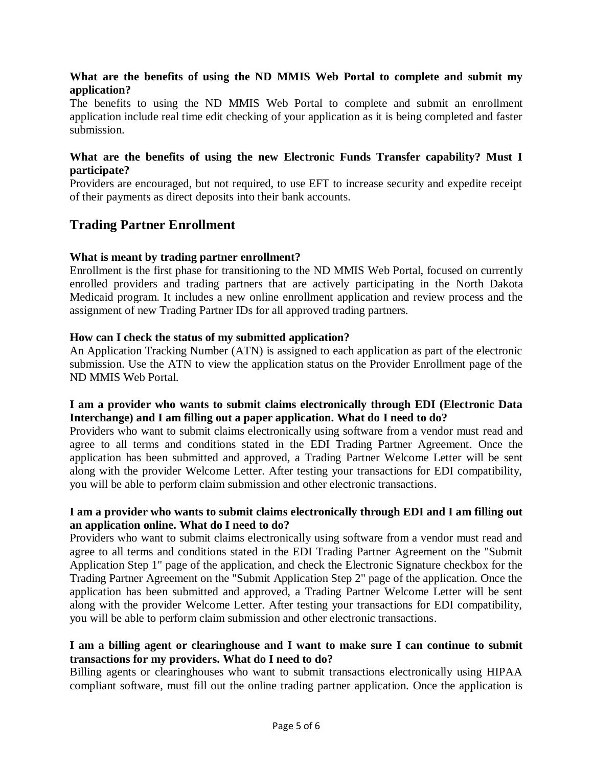**What are the benefits of using the ND MMIS Web Portal to complete and submit my application?**

The benefits to using the ND MMIS Web Portal to complete and submit an enrollment application include real time edit checking of your application as it is being completed and faster submission.

**What are the benefits of using the new Electronic Funds Transfer capability? Must I participate?**

Providers are encouraged, but not required, to use EFT to increase security and expedite receipt of their payments as direct deposits into their bank accounts.

## Trading Partner Enrollment

**What is meant by trading partner enrollment?**

Enrollment is the first phase for transitioning to the ND MMIS Web Portal, focused on currently enrolled providers and trading partners that are actively participating in the North Dakota Medicaid program. It includes a new online enrollment application and review process and the assignment of new Trading Partner IDs for all approved trading partners.

**How can I check the status of my submitted application?**

An Application Tracking Number (ATN) is assigned to each application as part of the electronic submission. Use the ATN to view the application status on the Provider Enrollment page of the ND MMIS Web Portal.

**I am a provider who wants to submit claims electronically through EDI (Electronic Data Interchange) and I am filling out a paper application. What do I need to do?**

Providers who want to submit claims electronically using software from a vendor must read and agree to all terms and conditions stated in the EDI Trading Partner Agreement. Once the application has been submitted and approved, a Trading Partner Welcome Letter will be sent along with the provider Welcome Letter. After testing your transactions for EDI compatibility, you will be able to perform claim submission and other electronic transactions.

**I am a provider who wants to submit claims electronically through EDI and I am filling out an application online. What do I need to do?**

Providers who want to submit claims electronically using software from a vendor must read and agree to all terms and conditions stated in the EDI Trading Partner Agreement on the "Submit Application Step 1" page of the application, and check the Electronic Signature checkbox for the Trading Partner Agreement on the "Submit Application Step 2" page of the application. Once the application has been submitted and approved, a Trading Partner Welcome Letter will be sent along with the provider Welcome Letter. After testing your transactions for EDI compatibility, you will be able to perform claim submission and other electronic transactions.

**I am a billing agent or clearinghouse and I want to make sure I can continue to submit transactions for my providers. What do I need to do?**

Billing agents or clearinghouses who want to submit transactions electronically using HIPAA compliant software, must fill out the online trading partner application. Once the application is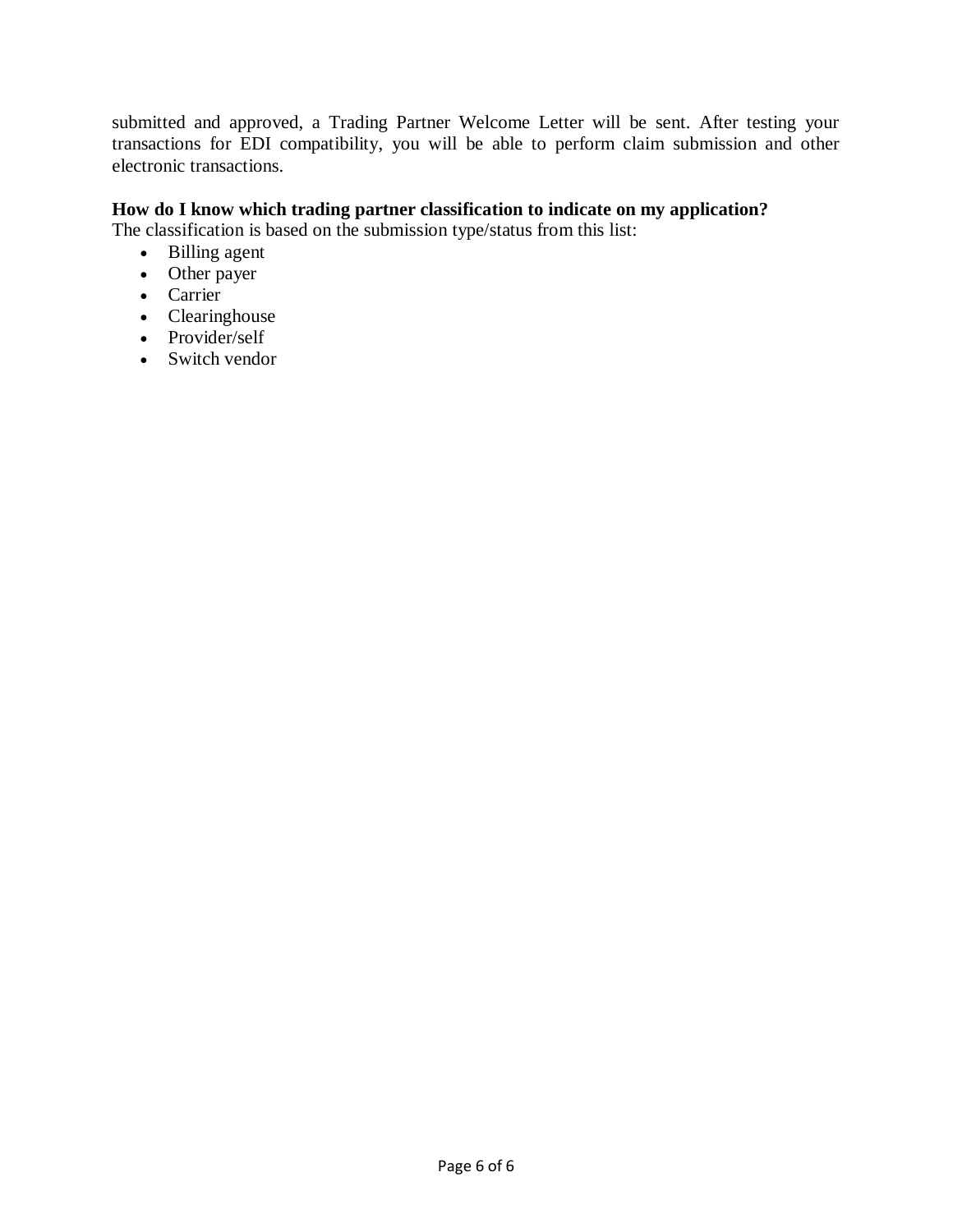submitted and approved, a Trading Partner Welcome Letter will be sent. After testing your transactions for EDI compatibility, you will be able to perform claim submission and other electronic transactions.

**How do I know which trading partner classification to indicate on my application?**

The classification is based on the submission type/status from this list:

- Billing agent
- Other payer
- Carrier
- Clearinghouse
- Provider/self
- Switch vendor